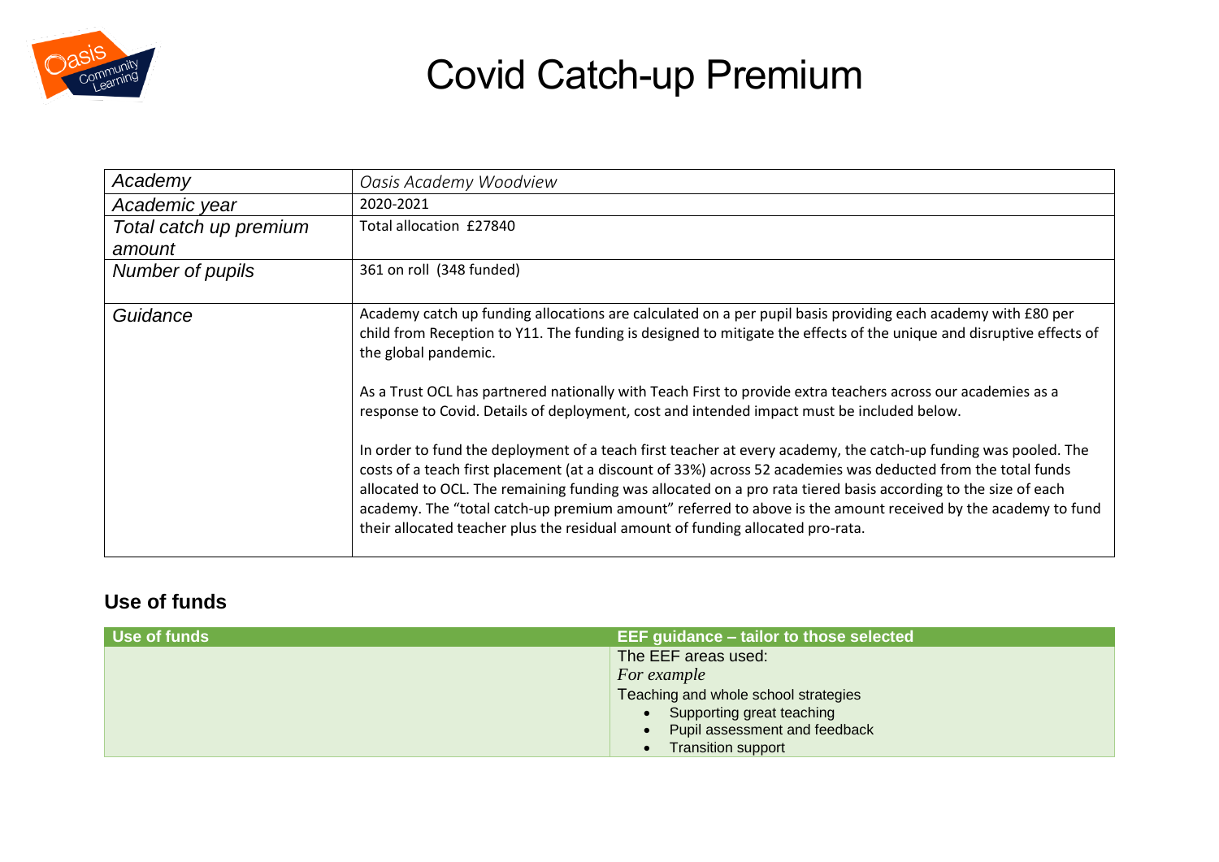# Covid Catch-up Premium

| Academy | Oasis Academy Woodview |
|---|---|
| Academic year | 2020-2021 |
| Total catch up premium amount | Total allocation £27840 |
| Number of pupils | 361 on roll (348 funded) |
| Guidance | Academy catch up funding allocations are calculated on a per pupil basis providing each academy with £80 per child from Reception to Y11. The funding is designed to mitigate the effects of the unique and disruptive effects of the global pandemic.<br><br>As a Trust OCL has partnered nationally with Teach First to provide extra teachers across our academies as a response to Covid. Details of deployment, cost and intended impact must be included below.<br><br>In order to fund the deployment of a teach first teacher at every academy, the catch-up funding was pooled. The costs of a teach first placement (at a discount of 33%) across 52 academies was deducted from the total funds allocated to OCL. The remaining funding was allocated on a pro rata tiered basis according to the size of each academy. The "total catch-up premium amount" referred to above is the amount received by the academy to fund their allocated teacher plus the residual amount of funding allocated pro-rata. |

## Use of funds

| Use of funds | EEF guidance – tailor to those selected |
|---|---|
| | The EEF areas used:<br>*For example*<br>Teaching and whole school strategies<br>• Supporting great teaching<br>• Pupil assessment and feedback<br>• Transition support |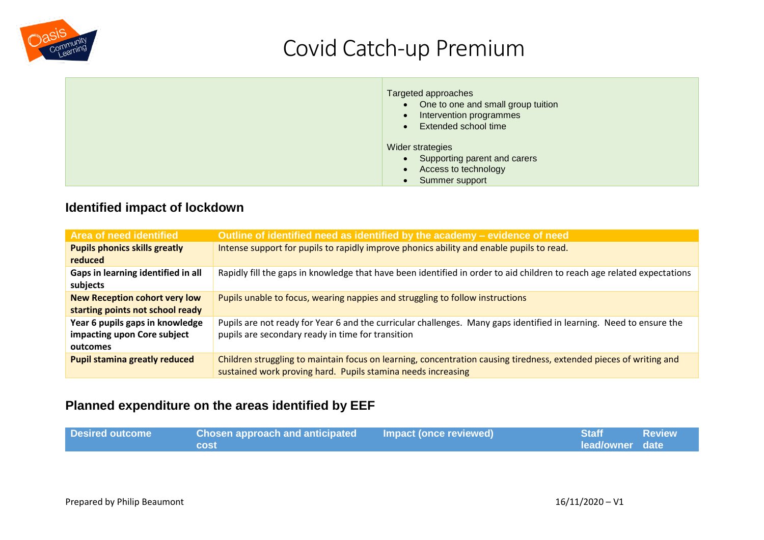# Covid Catch-up Premium

| | Targeted approaches<br>• One to one and small group tuition<br>• Intervention programmes<br>• Extended school time<br><br>Wider strategies<br>• Supporting parent and carers<br>• Access to technology<br>• Summer support |
|---|---|

## Identified impact of lockdown

| Area of need identified | Outline of identified need as identified by the academy – evidence of need |
|---|---|
| **Pupils phonics skills greatly reduced** | Intense support for pupils to rapidly improve phonics ability and enable pupils to read. |
| **Gaps in learning identified in all subjects** | Rapidly fill the gaps in knowledge that have been identified in order to aid children to reach age related expectations |
| **New Reception cohort very low starting points not school ready** | Pupils unable to focus, wearing nappies and struggling to follow instructions |
| **Year 6 pupils gaps in knowledge impacting upon Core subject outcomes** | Pupils are not ready for Year 6 and the curricular challenges. Many gaps identified in learning. Need to ensure the pupils are secondary ready in time for transition |
| **Pupil stamina greatly reduced** | Children struggling to maintain focus on learning, concentration causing tiredness, extended pieces of writing and sustained work proving hard. Pupils stamina needs increasing |

## Planned expenditure on the areas identified by EEF

| Desired outcome | Chosen approach and anticipated cost | Impact (once reviewed) | Staff lead/owner | Review date |
|---|---|---|---|---|

Prepared by Philip Beaumont 16/11/2020 – V1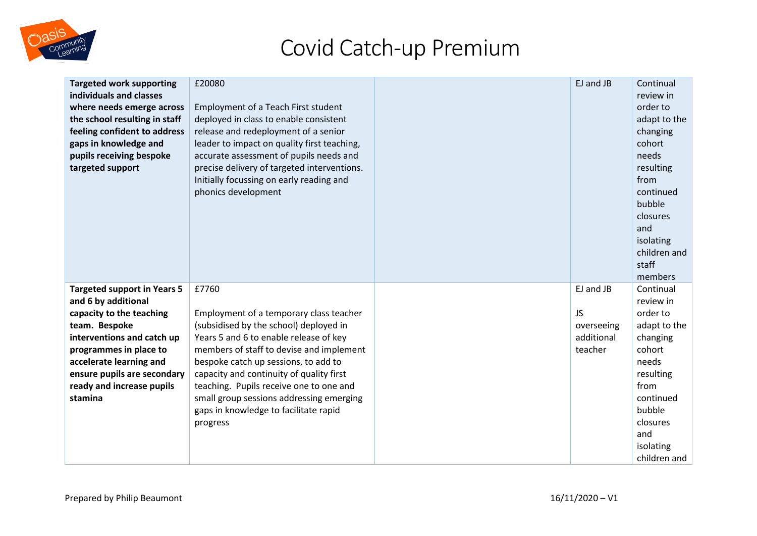# Covid Catch-up Premium

| | | | | |
|---|---|---|---|---|
| **Targeted work supporting individuals and classes where needs emerge across the school resulting in staff feeling confident to address gaps in knowledge and pupils receiving bespoke targeted support** | £20080<br><br>Employment of a Teach First student deployed in class to enable consistent release and redeployment of a senior leader to impact on quality first teaching, accurate assessment of pupils needs and precise delivery of targeted interventions. Initially focussing on early reading and phonics development | | EJ and JB | Continual review in order to adapt to the changing cohort needs resulting from continued bubble closures and isolating children and staff members |
| **Targeted support in Years 5 and 6 by additional capacity to the teaching team. Bespoke interventions and catch up programmes in place to accelerate learning and ensure pupils are secondary ready and increase pupils stamina** | £7760<br><br>Employment of a temporary class teacher (subsidised by the school) deployed in Years 5 and 6 to enable release of key members of staff to devise and implement bespoke catch up sessions, to add to capacity and continuity of quality first teaching. Pupils receive one to one and small group sessions addressing emerging gaps in knowledge to facilitate rapid progress | | EJ and JB<br><br>JS overseeing additional teacher | Continual review in order to adapt to the changing cohort needs resulting from continued bubble closures and isolating children and |

Prepared by Philip Beaumont 16/11/2020 – V1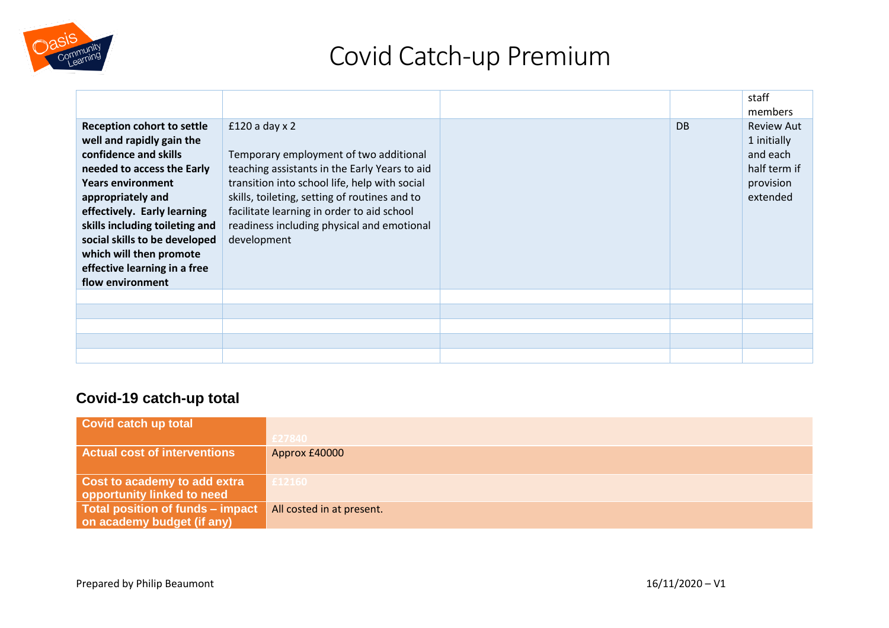# Covid Catch-up Premium

| | | | | |
|---|---|---|---|---|
| | | | | staff members |
| **Reception cohort to settle well and rapidly gain the confidence and skills needed to access the Early Years environment appropriately and effectively. Early learning skills including toileting and social skills to be developed which will then promote effective learning in a free flow environment** | £120 a day x 2<br><br>Temporary employment of two additional teaching assistants in the Early Years to aid transition into school life, help with social skills, toileting, setting of routines and to facilitate learning in order to aid school readiness including physical and emotional development | | DB | Review Aut 1 initially and each half term if provision extended |
| | | | | |
| | | | | |
| | | | | |
| | | | | |
| | | | | |

## Covid-19 catch-up total

| | |
|---|---|
| **Covid catch up total** | £27840 |
| **Actual cost of interventions** | Approx £40000 |
| **Cost to academy to add extra opportunity linked to need** | £12160 |
| **Total position of funds – impact on academy budget (if any)** | All costed in at present. |

Prepared by Philip Beaumont 16/11/2020 – V1